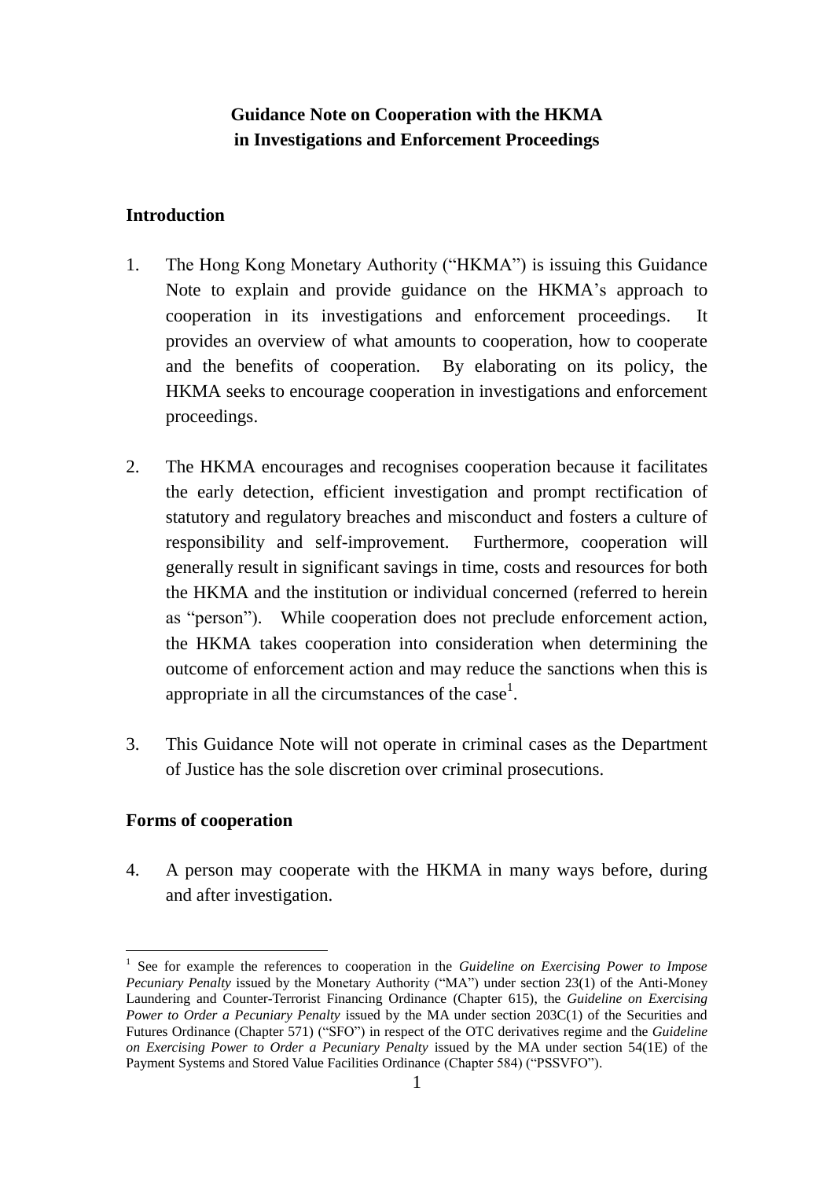# Guidance Note on Cooperation with the HKMA in Investigations and Enforcement Proceedings

## Introduction

1. The Hong Kong Monetary Authority ("HKMA") is issuing this Guidance Note to explain and provide guidance on the HKMA's approach to cooperation in its investigations and enforcement proceedings. It provides an overview of what amounts to cooperation, how to cooperate and the benefits of cooperation. By elaborating on its policy, the HKMA seeks to encourage cooperation in investigations and enforcement proceedings.

2. The HKMA encourages and recognises cooperation because it facilitates the early detection, efficient investigation and prompt rectification of statutory and regulatory breaches and misconduct and fosters a culture of responsibility and self-improvement. Furthermore, cooperation will generally result in significant savings in time, costs and resources for both the HKMA and the institution or individual concerned (referred to herein as "person"). While cooperation does not preclude enforcement action, the HKMA takes cooperation into consideration when determining the outcome of enforcement action and may reduce the sanctions when this is appropriate in all the circumstances of the case[1].

3. This Guidance Note will not operate in criminal cases as the Department of Justice has the sole discretion over criminal prosecutions.

## Forms of cooperation

4. A person may cooperate with the HKMA in many ways before, during and after investigation.

---

[1] See for example the references to cooperation in the *Guideline on Exercising Power to Impose Pecuniary Penalty* issued by the Monetary Authority ("MA") under section 23(1) of the Anti-Money Laundering and Counter-Terrorist Financing Ordinance (Chapter 615), the *Guideline on Exercising Power to Order a Pecuniary Penalty* issued by the MA under section 203C(1) of the Securities and Futures Ordinance (Chapter 571) ("SFO") in respect of the OTC derivatives regime and the *Guideline on Exercising Power to Order a Pecuniary Penalty* issued by the MA under section 54(1E) of the Payment Systems and Stored Value Facilities Ordinance (Chapter 584) ("PSSVFO").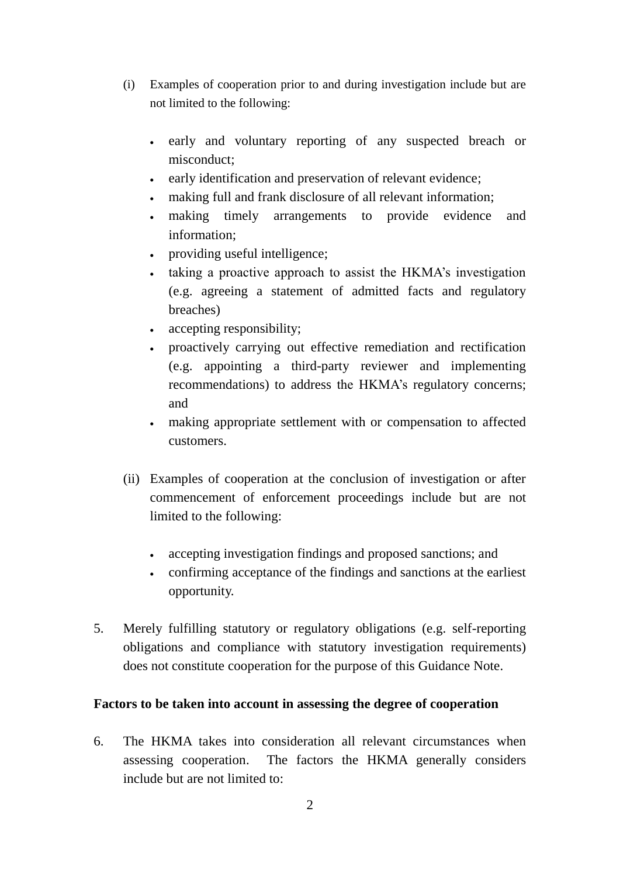(i) Examples of cooperation prior to and during investigation include but are not limited to the following:

- early and voluntary reporting of any suspected breach or misconduct;
- early identification and preservation of relevant evidence;
- making full and frank disclosure of all relevant information;
- making timely arrangements to provide evidence and information;
- providing useful intelligence;
- taking a proactive approach to assist the HKMA's investigation (e.g. agreeing a statement of admitted facts and regulatory breaches)
- accepting responsibility;
- proactively carrying out effective remediation and rectification (e.g. appointing a third-party reviewer and implementing recommendations) to address the HKMA's regulatory concerns; and
- making appropriate settlement with or compensation to affected customers.

(ii) Examples of cooperation at the conclusion of investigation or after commencement of enforcement proceedings include but are not limited to the following:

- accepting investigation findings and proposed sanctions; and
- confirming acceptance of the findings and sanctions at the earliest opportunity.

5. Merely fulfilling statutory or regulatory obligations (e.g. self-reporting obligations and compliance with statutory investigation requirements) does not constitute cooperation for the purpose of this Guidance Note.

**Factors to be taken into account in assessing the degree of cooperation**

6. The HKMA takes into consideration all relevant circumstances when assessing cooperation. The factors the HKMA generally considers include but are not limited to: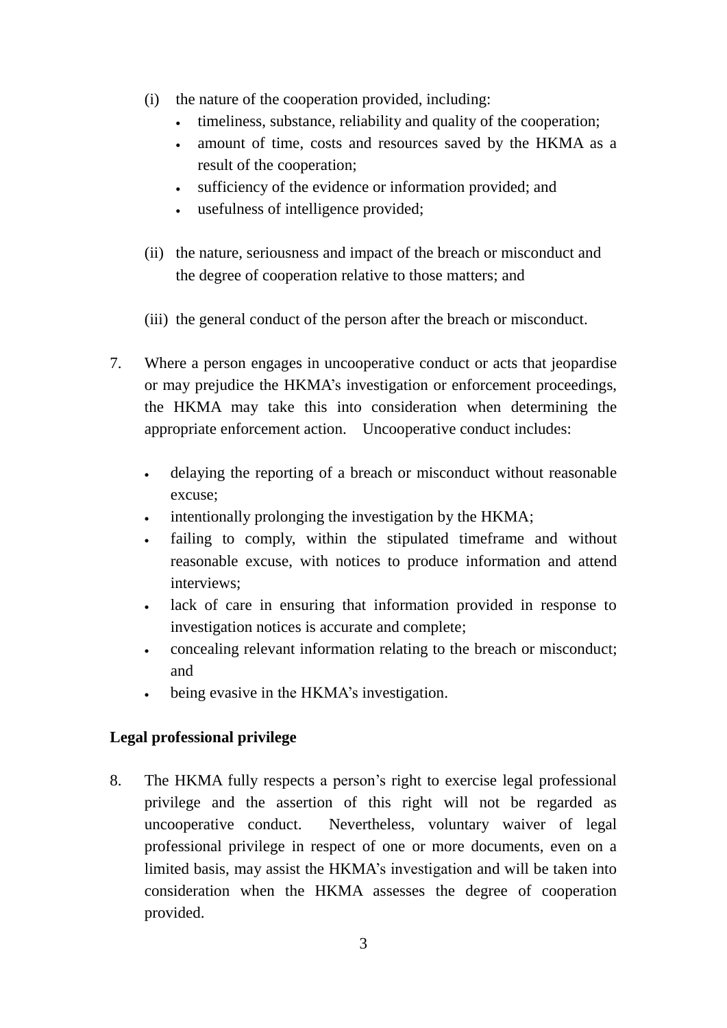(i) the nature of the cooperation provided, including:

- timeliness, substance, reliability and quality of the cooperation;
- amount of time, costs and resources saved by the HKMA as a result of the cooperation;
- sufficiency of the evidence or information provided; and
- usefulness of intelligence provided;

(ii) the nature, seriousness and impact of the breach or misconduct and the degree of cooperation relative to those matters; and

(iii) the general conduct of the person after the breach or misconduct.

7. Where a person engages in uncooperative conduct or acts that jeopardise or may prejudice the HKMA's investigation or enforcement proceedings, the HKMA may take this into consideration when determining the appropriate enforcement action. Uncooperative conduct includes:

   - delaying the reporting of a breach or misconduct without reasonable excuse;
   - intentionally prolonging the investigation by the HKMA;
   - failing to comply, within the stipulated timeframe and without reasonable excuse, with notices to produce information and attend interviews;
   - lack of care in ensuring that information provided in response to investigation notices is accurate and complete;
   - concealing relevant information relating to the breach or misconduct; and
   - being evasive in the HKMA's investigation.

**Legal professional privilege**

8. The HKMA fully respects a person's right to exercise legal professional privilege and the assertion of this right will not be regarded as uncooperative conduct. Nevertheless, voluntary waiver of legal professional privilege in respect of one or more documents, even on a limited basis, may assist the HKMA's investigation and will be taken into consideration when the HKMA assesses the degree of cooperation provided.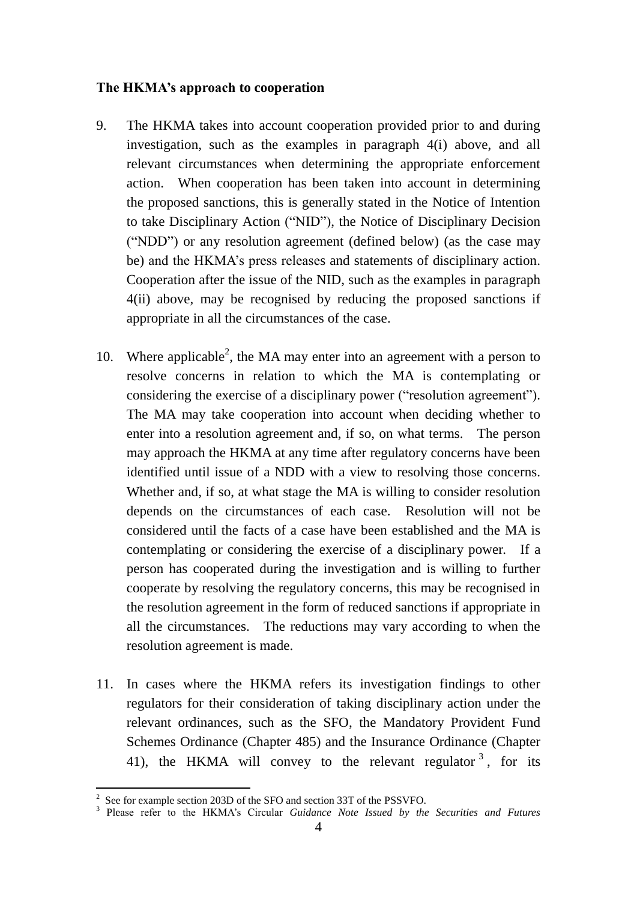**The HKMA's approach to cooperation**

9. The HKMA takes into account cooperation provided prior to and during investigation, such as the examples in paragraph 4(i) above, and all relevant circumstances when determining the appropriate enforcement action. When cooperation has been taken into account in determining the proposed sanctions, this is generally stated in the Notice of Intention to take Disciplinary Action ("NID"), the Notice of Disciplinary Decision ("NDD") or any resolution agreement (defined below) (as the case may be) and the HKMA's press releases and statements of disciplinary action. Cooperation after the issue of the NID, such as the examples in paragraph 4(ii) above, may be recognised by reducing the proposed sanctions if appropriate in all the circumstances of the case.

10. Where applicable[2], the MA may enter into an agreement with a person to resolve concerns in relation to which the MA is contemplating or considering the exercise of a disciplinary power ("resolution agreement"). The MA may take cooperation into account when deciding whether to enter into a resolution agreement and, if so, on what terms. The person may approach the HKMA at any time after regulatory concerns have been identified until issue of a NDD with a view to resolving those concerns. Whether and, if so, at what stage the MA is willing to consider resolution depends on the circumstances of each case. Resolution will not be considered until the facts of a case have been established and the MA is contemplating or considering the exercise of a disciplinary power. If a person has cooperated during the investigation and is willing to further cooperate by resolving the regulatory concerns, this may be recognised in the resolution agreement in the form of reduced sanctions if appropriate in all the circumstances. The reductions may vary according to when the resolution agreement is made.

11. In cases where the HKMA refers its investigation findings to other regulators for their consideration of taking disciplinary action under the relevant ordinances, such as the SFO, the Mandatory Provident Fund Schemes Ordinance (Chapter 485) and the Insurance Ordinance (Chapter 41), the HKMA will convey to the relevant regulator[3], for its

---

[2] See for example section 203D of the SFO and section 33T of the PSSVFO.

[3] Please refer to the HKMA's Circular *Guidance Note Issued by the Securities and Futures*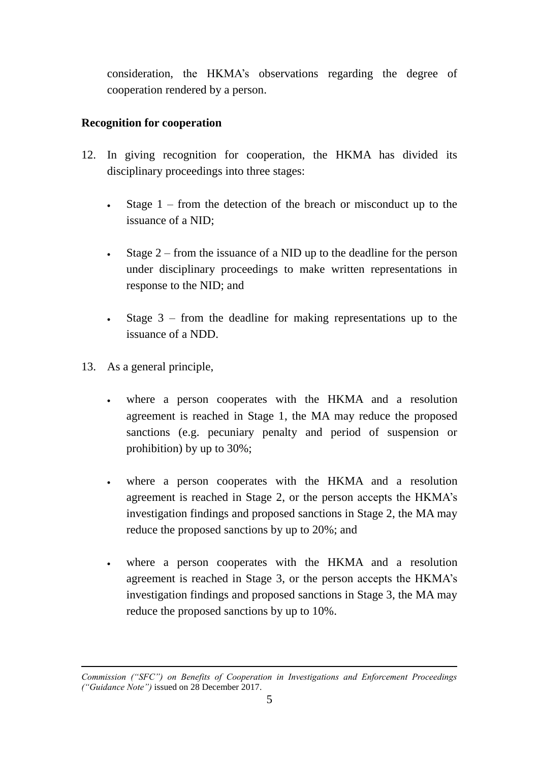consideration, the HKMA's observations regarding the degree of cooperation rendered by a person.

**Recognition for cooperation**

12. In giving recognition for cooperation, the HKMA has divided its disciplinary proceedings into three stages:

    - Stage 1 – from the detection of the breach or misconduct up to the issuance of a NID;
    - Stage 2 – from the issuance of a NID up to the deadline for the person under disciplinary proceedings to make written representations in response to the NID; and
    - Stage 3 – from the deadline for making representations up to the issuance of a NDD.

13. As a general principle,

    - where a person cooperates with the HKMA and a resolution agreement is reached in Stage 1, the MA may reduce the proposed sanctions (e.g. pecuniary penalty and period of suspension or prohibition) by up to 30%;
    - where a person cooperates with the HKMA and a resolution agreement is reached in Stage 2, or the person accepts the HKMA's investigation findings and proposed sanctions in Stage 2, the MA may reduce the proposed sanctions by up to 20%; and
    - where a person cooperates with the HKMA and a resolution agreement is reached in Stage 3, or the person accepts the HKMA's investigation findings and proposed sanctions in Stage 3, the MA may reduce the proposed sanctions by up to 10%.

---

*Commission ("SFC") on Benefits of Cooperation in Investigations and Enforcement Proceedings ("Guidance Note")* issued on 28 December 2017.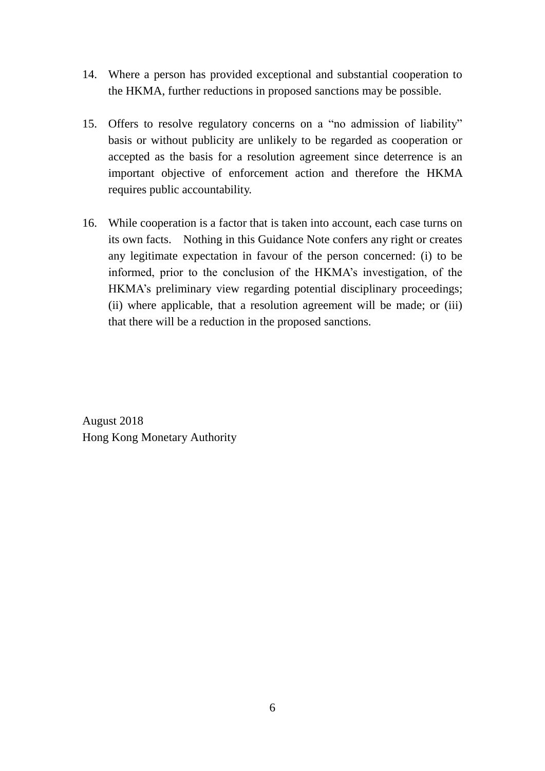14. Where a person has provided exceptional and substantial cooperation to the HKMA, further reductions in proposed sanctions may be possible.

15. Offers to resolve regulatory concerns on a "no admission of liability" basis or without publicity are unlikely to be regarded as cooperation or accepted as the basis for a resolution agreement since deterrence is an important objective of enforcement action and therefore the HKMA requires public accountability.

16. While cooperation is a factor that is taken into account, each case turns on its own facts. Nothing in this Guidance Note confers any right or creates any legitimate expectation in favour of the person concerned: (i) to be informed, prior to the conclusion of the HKMA's investigation, of the HKMA's preliminary view regarding potential disciplinary proceedings; (ii) where applicable, that a resolution agreement will be made; or (iii) that there will be a reduction in the proposed sanctions.

August 2018
Hong Kong Monetary Authority